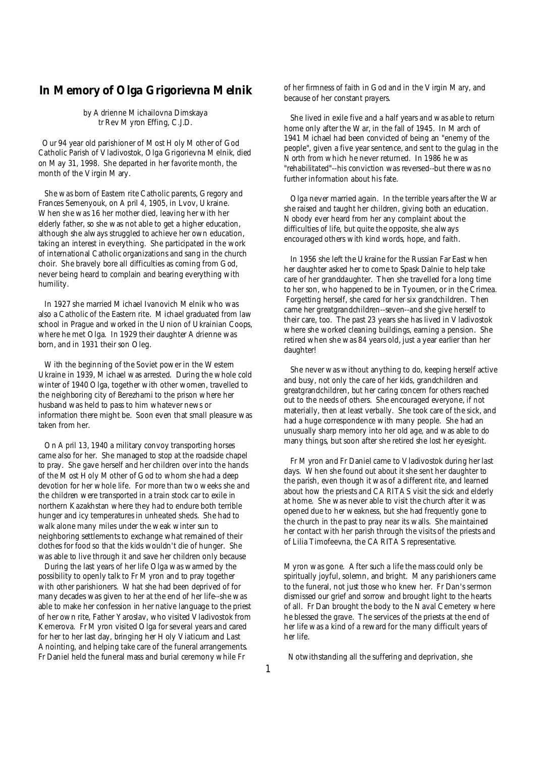## In Memory of Olga Grigorievna Melnik

by Adrienne Michailovna Dimskaya
tr Rev Myron Effing, C.J.D.

Our 94 year old parishioner of Most Holy Mother of God Catholic Parish of Vladivostok, Olga Grigorievna Melnik, died on May 31, 1998. She departed in her favorite month, the month of the Virgin Mary.

She was born of Eastern rite Catholic parents, Gregory and Frances Semenyouk, on April 4, 1905, in Lvov, Ukraine. When she was 16 her mother died, leaving her with her elderly father, so she was not able to get a higher education, although she always struggled to achieve her own education, taking an interest in everything. She participated in the work of international Catholic organizations and sang in the church choir. She bravely bore all difficulties as coming from God, never being heard to complain and bearing everything with humility.

In 1927 she married Michael Ivanovich Melnik who was also a Catholic of the Eastern rite. Michael graduated from law school in Prague and worked in the Union of Ukrainian Coops, where he met Olga. In 1929 their daughter Adrienne was born, and in 1931 their son Oleg.

With the beginning of the Soviet power in the Western Ukraine in 1939, Michael was arrested. During the whole cold winter of 1940 Olga, together with other women, travelled to the neighboring city of Berezhami to the prison where her husband was held to pass to him whatever news or information there might be. Soon even that small pleasure was taken from her.

On April 13, 1940 a military convoy transporting horses came also for her. She managed to stop at the roadside chapel to pray. She gave herself and her children over into the hands of the Most Holy Mother of God to whom she had a deep devotion for her whole life. For more than two weeks she and the children were transported in a train stock car to exile in northern Kazakhstan where they had to endure both terrible hunger and icy temperatures in unheated sheds. She had to walk alone many miles under the weak winter sun to neighboring settlements to exchange what remained of their clothes for food so that the kids wouldn't die of hunger. She was able to live through it and save her children only because of her firmness of faith in God and in the Virgin Mary, and because of her constant prayers.

She lived in exile five and a half years and was able to return home only after the War, in the fall of 1945. In March of 1941 Michael had been convicted of being an "enemy of the people", given a five year sentence, and sent to the gulag in the North from which he never returned. In 1986 he was "rehabilitated"--his conviction was reversed--but there was no further information about his fate.

Olga never married again. In the terrible years after the War she raised and taught her children, giving both an education. Nobody ever heard from her any complaint about the difficulties of life, but quite the opposite, she always encouraged others with kind words, hope, and faith.

In 1956 she left the Ukraine for the Russian Far East when her daughter asked her to come to Spask Dalnie to help take care of her granddaughter. Then she travelled for a long time to her son, who happened to be in Tyoumen, or in the Crimea. Forgetting herself, she cared for her six grandchildren. Then came her greatgrandchildren--seven--and she give herself to their care, too. The past 23 years she has lived in Vladivostok where she worked cleaning buildings, earning a pension. She retired when she was 84 years old, just a year earlier than her daughter!

She never was without anything to do, keeping herself active and busy, not only the care of her kids, grandchildren and greatgrandchildren, but her caring concern for others reached out to the needs of others. She encouraged everyone, if not materially, then at least verbally. She took care of the sick, and had a huge correspondence with many people. She had an unusually sharp memory into her old age, and was able to do many things, but soon after she retired she lost her eyesight.

Fr Myron and Fr Daniel came to Vladivostok during her last days. When she found out about it she sent her daughter to the parish, even though it was of a different rite, and learned about how the priests and CARITAS visit the sick and elderly at home. She was never able to visit the church after it was opened due to her weakness, but she had frequently gone to the church in the past to pray near its walls. She maintained her contact with her parish through the visits of the priests and of Lilia Timofeevna, the CARITAS representative.

During the last years of her life Olga was warmed by the possibility to openly talk to Fr Myron and to pray together with other parishioners. What she had been deprived of for many decades was given to her at the end of her life--she was able to make her confession in her native language to the priest of her own rite, Father Yaroslav, who visited Vladivostok from Kemerova. Fr Myron visited Olga for several years and cared for her to her last day, bringing her Holy Viaticum and Last Anointing, and helping take care of the funeral arrangements. Fr Daniel held the funeral mass and burial ceremony while Fr Myron was gone. After such a life the mass could only be spiritually joyful, solemn, and bright. Many parishioners came to the funeral, not just those who knew her. Fr Dan's sermon dismissed our grief and sorrow and brought light to the hearts of all. Fr Dan brought the body to the Naval Cemetery where he blessed the grave. The services of the priests at the end of her life was a kind of a reward for the many difficult years of her life.

Notwithstanding all the suffering and deprivation, she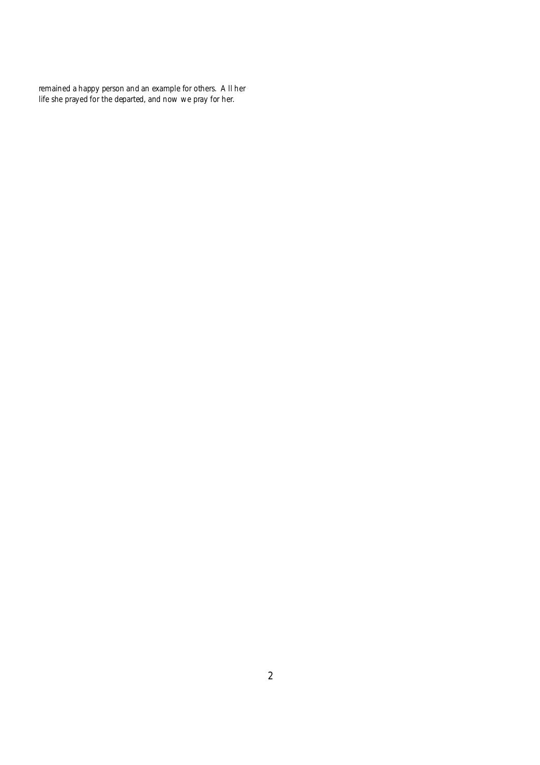remained a happy person and an example for others. All her life she prayed for the departed, and now we pray for her.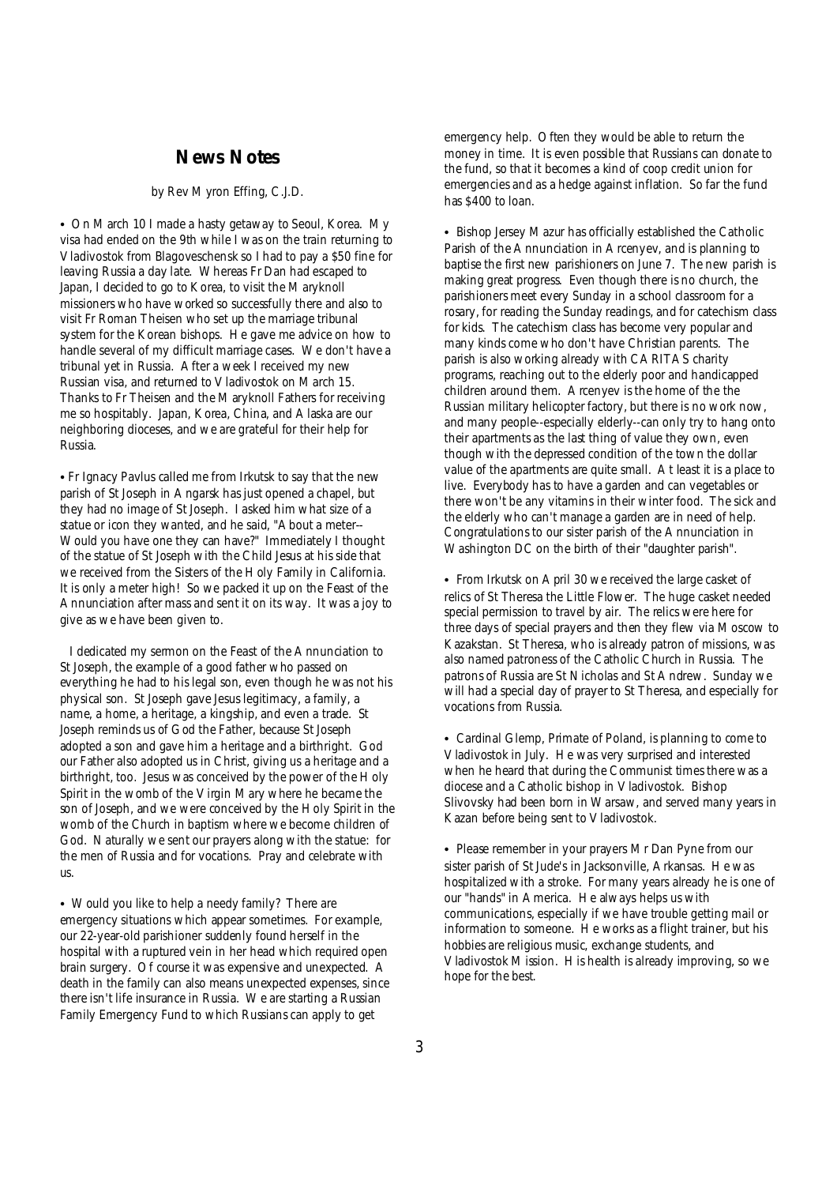## News Notes

by Rev Myron Effing, C.J.D.

- On March 10 I made a hasty getaway to Seoul, Korea. My visa had ended on the 9th while I was on the train returning to Vladivostok from Blagoveschensk so I had to pay a $50 fine for leaving Russia a day late. Whereas Fr Dan had escaped to Japan, I decided to go to Korea, to visit the Maryknoll missioners who have worked so successfully there and also to visit Fr Roman Theisen who set up the marriage tribunal system for the Korean bishops. He gave me advice on how to handle several of my difficult marriage cases. We don't have a tribunal yet in Russia. After a week I received my new Russian visa, and returned to Vladivostok on March 15. Thanks to Fr Theisen and the Maryknoll Fathers for receiving me so hospitably. Japan, Korea, China, and Alaska are our neighboring dioceses, and we are grateful for their help for Russia.

- Fr Ignacy Pavlus called me from Irkutsk to say that the new parish of St Joseph in Angarsk has just opened a chapel, but they had no image of St Joseph. I asked him what size of a statue or icon they wanted, and he said, "About a meter--Would you have one they can have?" Immediately I thought of the statue of St Joseph with the Child Jesus at his side that we received from the Sisters of the Holy Family in California. It is only a meter high! So we packed it up on the Feast of the Annunciation after mass and sent it on its way. It was a joy to give as we have been given to.

I dedicated my sermon on the Feast of the Annunciation to St Joseph, the example of a good father who passed on everything he had to his legal son, even though he was not his physical son. St Joseph gave Jesus legitimacy, a family, a name, a home, a heritage, a kingship, and even a trade. St Joseph reminds us of God the Father, because St Joseph adopted a son and gave him a heritage and a birthright. God our Father also adopted us in Christ, giving us a heritage and a birthright, too. Jesus was conceived by the power of the Holy Spirit in the womb of the Virgin Mary where he became the son of Joseph, and we were conceived by the Holy Spirit in the womb of the Church in baptism where we become children of God. Naturally we sent our prayers along with the statue: for the men of Russia and for vocations. Pray and celebrate with us.

- Would you like to help a needy family? There are emergency situations which appear sometimes. For example, our 22-year-old parishioner suddenly found herself in the hospital with a ruptured vein in her head which required open brain surgery. Of course it was expensive and unexpected. A death in the family can also means unexpected expenses, since there isn't life insurance in Russia. We are starting a Russian Family Emergency Fund to which Russians can apply to get emergency help. Often they would be able to return the money in time. It is even possible that Russians can donate to the fund, so that it becomes a kind of coop credit union for emergencies and as a hedge against inflation. So far the fund has $400 to loan.

- Bishop Jersey Mazur has officially established the Catholic Parish of the Annunciation in Arcenyev, and is planning to baptise the first new parishioners on June 7. The new parish is making great progress. Even though there is no church, the parishioners meet every Sunday in a school classroom for a rosary, for reading the Sunday readings, and for catechism class for kids. The catechism class has become very popular and many kinds come who don't have Christian parents. The parish is also working already with CARITAS charity programs, reaching out to the elderly poor and handicapped children around them. Arcenyev is the home of the the Russian military helicopter factory, but there is no work now, and many people--especially elderly--can only try to hang onto their apartments as the last thing of value they own, even though with the depressed condition of the town the dollar value of the apartments are quite small. At least it is a place to live. Everybody has to have a garden and can vegetables or there won't be any vitamins in their winter food. The sick and the elderly who can't manage a garden are in need of help. Congratulations to our sister parish of the Annunciation in Washington DC on the birth of their "daughter parish".

- From Irkutsk on April 30 we received the large casket of relics of St Theresa the Little Flower. The huge casket needed special permission to travel by air. The relics were here for three days of special prayers and then they flew via Moscow to Kazakstan. St Theresa, who is already patron of missions, was also named patroness of the Catholic Church in Russia. The patrons of Russia are St Nicholas and St Andrew. Sunday we will had a special day of prayer to St Theresa, and especially for vocations from Russia.

- Cardinal Glemp, Primate of Poland, is planning to come to Vladivostok in July. He was very surprised and interested when he heard that during the Communist times there was a diocese and a Catholic bishop in Vladivostok. Bishop Slivovsky had been born in Warsaw, and served many years in Kazan before being sent to Vladivostok.

- Please remember in your prayers Mr Dan Pyne from our sister parish of St Jude's in Jacksonville, Arkansas. He was hospitalized with a stroke. For many years already he is one of our "hands" in America. He always helps us with communications, especially if we have trouble getting mail or information to someone. He works as a flight trainer, but his hobbies are religious music, exchange students, and Vladivostok Mission. His health is already improving, so we hope for the best.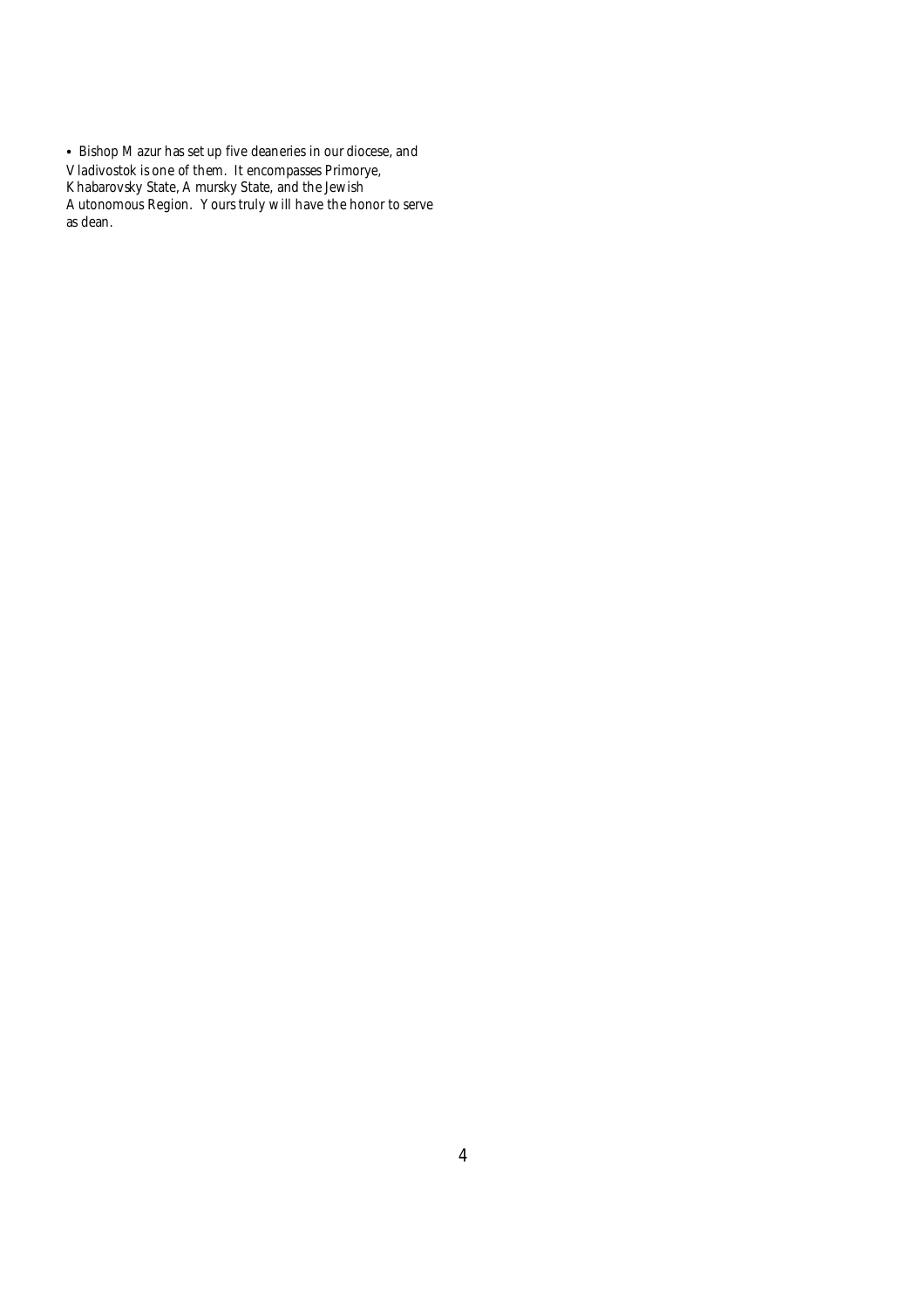- Bishop Mazur has set up five deaneries in our diocese, and Vladivostok is one of them. It encompasses Primorye, Khabarovsky State, Amursky State, and the Jewish Autonomous Region. Yours truly will have the honor to serve as dean.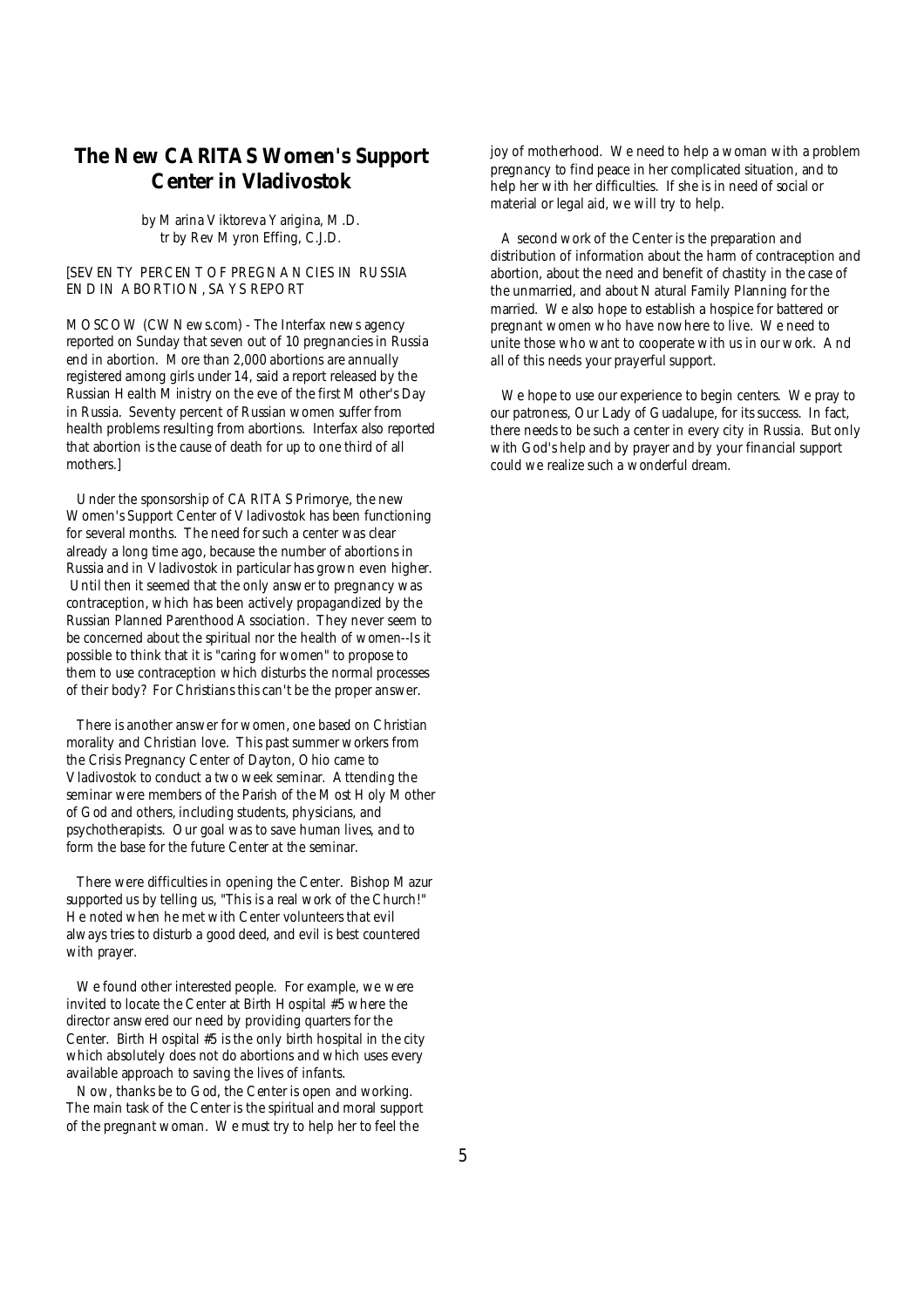## The New CARITAS Women's Support Center in Vladivostok

by Marina Viktoreva Yarigina, M.D.
tr by Rev Myron Effing, C.J.D.

[SEVENTY PERCENT OF PREGNANCIES IN RUSSIA END IN ABORTION, SAYS REPORT

MOSCOW (CWNews.com) - The Interfax news agency reported on Sunday that seven out of 10 pregnancies in Russia end in abortion. More than 2,000 abortions are annually registered among girls under 14, said a report released by the Russian Health Ministry on the eve of the first Mother's Day in Russia. Seventy percent of Russian women suffer from health problems resulting from abortions. Interfax also reported that abortion is the cause of death for up to one third of all mothers.]

Under the sponsorship of CARITAS Primorye, the new Women's Support Center of Vladivostok has been functioning for several months. The need for such a center was clear already a long time ago, because the number of abortions in Russia and in Vladivostok in particular has grown even higher. Until then it seemed that the only answer to pregnancy was contraception, which has been actively propagandized by the Russian Planned Parenthood Association. They never seem to be concerned about the spiritual nor the health of women--Is it possible to think that it is "caring for women" to propose to them to use contraception which disturbs the normal processes of their body? For Christians this can't be the proper answer.

There is another answer for women, one based on Christian morality and Christian love. This past summer workers from the Crisis Pregnancy Center of Dayton, Ohio came to Vladivostok to conduct a two week seminar. Attending the seminar were members of the Parish of the Most Holy Mother of God and others, including students, physicians, and psychotherapists. Our goal was to save human lives, and to form the base for the future Center at the seminar.

There were difficulties in opening the Center. Bishop Mazur supported us by telling us, "This is a real work of the Church!" He noted when he met with Center volunteers that evil always tries to disturb a good deed, and evil is best countered with prayer.

We found other interested people. For example, we were invited to locate the Center at Birth Hospital #5 where the director answered our need by providing quarters for the Center. Birth Hospital #5 is the only birth hospital in the city which absolutely does not do abortions and which uses every available approach to saving the lives of infants.

Now, thanks be to God, the Center is open and working. The main task of the Center is the spiritual and moral support of the pregnant woman. We must try to help her to feel the joy of motherhood. We need to help a woman with a problem pregnancy to find peace in her complicated situation, and to help her with her difficulties. If she is in need of social or material or legal aid, we will try to help.

A second work of the Center is the preparation and distribution of information about the harm of contraception and abortion, about the need and benefit of chastity in the case of the unmarried, and about Natural Family Planning for the married. We also hope to establish a hospice for battered or pregnant women who have nowhere to live. We need to unite those who want to cooperate with us in our work. And all of this needs your prayerful support.

We hope to use our experience to begin centers. We pray to our patroness, Our Lady of Guadalupe, for its success. In fact, there needs to be such a center in every city in Russia. But only with God's help and by prayer and by your financial support could we realize such a wonderful dream.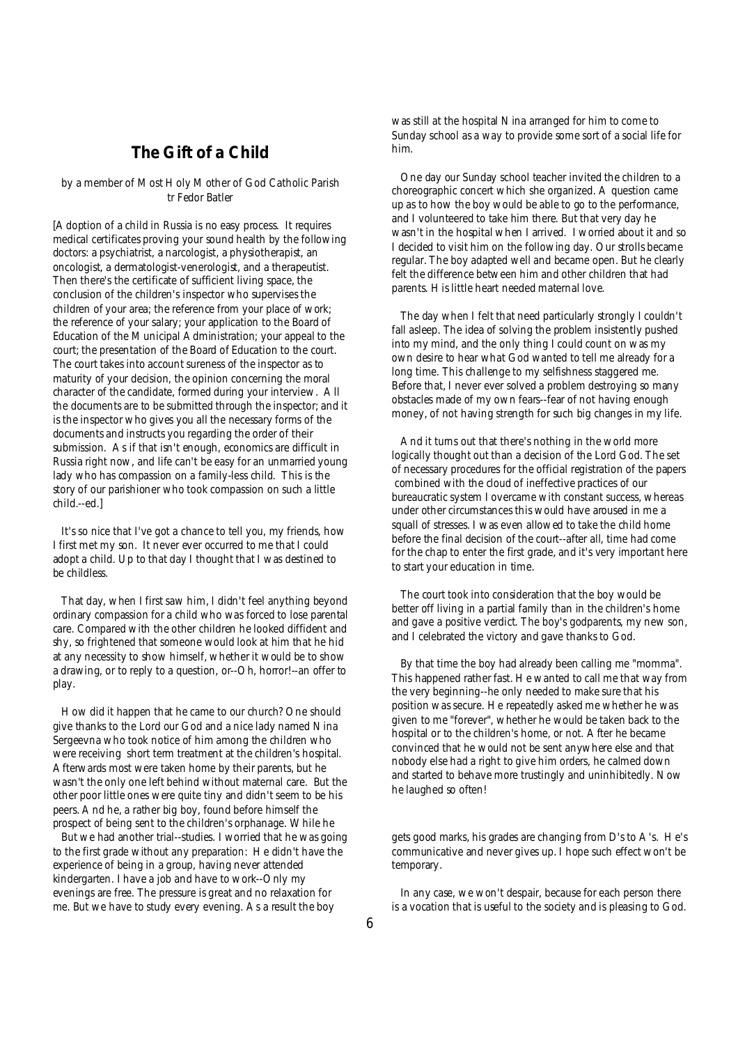## The Gift of a Child

by a member of Most Holy Mother of God Catholic Parish
tr Fedor Batler

[Adoption of a child in Russia is no easy process. It requires medical certificates proving your sound health by the following doctors: a psychiatrist, a narcologist, a physiotherapist, an oncologist, a dermatologist-venerologist, and a therapeutist. Then there's the certificate of sufficient living space, the conclusion of the children's inspector who supervises the children of your area; the reference from your place of work; the reference of your salary; your application to the Board of Education of the Municipal Administration; your appeal to the court; the presentation of the Board of Education to the court. The court takes into account sureness of the inspector as to maturity of your decision, the opinion concerning the moral character of the candidate, formed during your interview. All the documents are to be submitted through the inspector; and it is the inspector who gives you all the necessary forms of the documents and instructs you regarding the order of their submission. As if that isn't enough, economics are difficult in Russia right now, and life can't be easy for an unmarried young lady who has compassion on a family-less child. This is the story of our parishioner who took compassion on such a little child.--ed.]

It's so nice that I've got a chance to tell you, my friends, how I first met my son. It never ever occurred to me that I could adopt a child. Up to that day I thought that I was destined to be childless.

That day, when I first saw him, I didn't feel anything beyond ordinary compassion for a child who was forced to lose parental care. Compared with the other children he looked diffident and shy, so frightened that someone would look at him that he hid at any necessity to show himself, whether it would be to show a drawing, or to reply to a question, or--Oh, horror!--an offer to play.

How did it happen that he came to our church? One should give thanks to the Lord our God and a nice lady named Nina Sergeevna who took notice of him among the children who were receiving short term treatment at the children's hospital. Afterwards most were taken home by their parents, but he wasn't the only one left behind without maternal care. But the other poor little ones were quite tiny and didn't seem to be his peers. And he, a rather big boy, found before himself the prospect of being sent to the children's orphanage. While he was still at the hospital Nina arranged for him to come to Sunday school as a way to provide some sort of a social life for him.

One day our Sunday school teacher invited the children to a choreographic concert which she organized. A question came up as to how the boy would be able to go to the performance, and I volunteered to take him there. But that very day he wasn't in the hospital when I arrived. I worried about it and so I decided to visit him on the following day. Our strolls became regular. The boy adapted well and became open. But he clearly felt the difference between him and other children that had parents. His little heart needed maternal love.

The day when I felt that need particularly strongly I couldn't fall asleep. The idea of solving the problem insistently pushed into my mind, and the only thing I could count on was my own desire to hear what God wanted to tell me already for a long time. This challenge to my selfishness staggered me. Before that, I never ever solved a problem destroying so many obstacles made of my own fears--fear of not having enough money, of not having strength for such big changes in my life.

And it turns out that there's nothing in the world more logically thought out than a decision of the Lord God. The set of necessary procedures for the official registration of the papers combined with the cloud of ineffective practices of our bureaucratic system I overcame with constant success, whereas under other circumstances this would have aroused in me a squall of stresses. I was even allowed to take the child home before the final decision of the court--after all, time had come for the chap to enter the first grade, and it's very important here to start your education in time.

The court took into consideration that the boy would be better off living in a partial family than in the children's home and gave a positive verdict. The boy's godparents, my new son, and I celebrated the victory and gave thanks to God.

By that time the boy had already been calling me "momma". This happened rather fast. He wanted to call me that way from the very beginning--he only needed to make sure that his position was secure. He repeatedly asked me whether he was given to me "forever", whether he would be taken back to the hospital or to the children's home, or not. After he became convinced that he would not be sent anywhere else and that nobody else had a right to give him orders, he calmed down and started to behave more trustingly and uninhibitedly. Now he laughed so often!

But we had another trial--studies. I worried that he was going to the first grade without any preparation: He didn't have the experience of being in a group, having never attended kindergarten. I have a job and have to work--Only my evenings are free. The pressure is great and no relaxation for me. But we have to study every evening. As a result the boy gets good marks, his grades are changing from D's to A's. He's communicative and never gives up. I hope such effect won't be temporary.

In any case, we won't despair, because for each person there is a vocation that is useful to the society and is pleasing to God.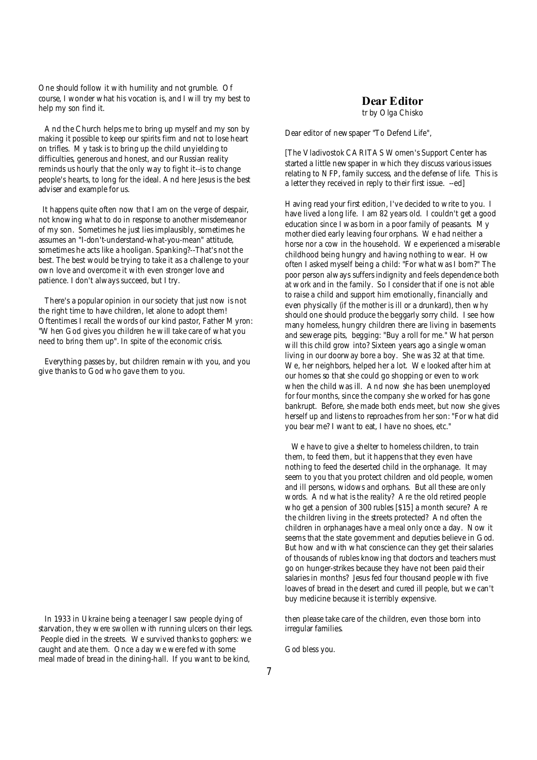One should follow it with humility and not grumble. Of course, I wonder what his vocation is, and I will try my best to help my son find it.

And the Church helps me to bring up myself and my son by making it possible to keep our spirits firm and not to lose heart on trifles. My task is to bring up the child unyielding to difficulties, generous and honest, and our Russian reality reminds us hourly that the only way to fight it--is to change people's hearts, to long for the ideal. And here Jesus is the best adviser and example for us.

It happens quite often now that I am on the verge of despair, not knowing what to do in response to another misdemeanor of my son. Sometimes he just lies implausibly, sometimes he assumes an "I-don't-understand-what-you-mean" attitude, sometimes he acts like a hooligan. Spanking?--That's not the best. The best would be trying to take it as a challenge to your own love and overcome it with even stronger love and patience. I don't always succeed, but I try.

There's a popular opinion in our society that just now is not the right time to have children, let alone to adopt them! Oftentimes I recall the words of our kind pastor, Father Myron: "When God gives you children he will take care of what you need to bring them up". In spite of the economic crisis.

Everything passes by, but children remain with you, and you give thanks to God who gave them to you.

## Dear Editor

*tr by Olga Chisko*

Dear editor of newspaper "To Defend Life",

[The Vladivostok CARITAS Women's Support Center has started a little newspaper in which they discuss various issues relating to NFP, family success, and the defense of life. This is a letter they received in reply to their first issue. --ed]

Having read your first edition, I've decided to write to you. I have lived a long life. I am 82 years old. I couldn't get a good education since I was born in a poor family of peasants. My mother died early leaving four orphans. We had neither a horse nor a cow in the household. We experienced a miserable childhood being hungry and having nothing to wear. How often I asked myself being a child: "For what was I born?" The poor person always suffers indignity and feels dependence both at work and in the family. So I consider that if one is not able to raise a child and support him emotionally, financially and even physically (if the mother is ill or a drunkard), then why should one should produce the beggarly sorry child. I see how many homeless, hungry children there are living in basements and sewerage pits, begging: "Buy a roll for me." What person will this child grow into? Sixteen years ago a single woman living in our doorway bore a boy. She was 32 at that time. We, her neighbors, helped her a lot. We looked after him at our homes so that she could go shopping or even to work when the child was ill. And now she has been unemployed for four months, since the company she worked for has gone bankrupt. Before, she made both ends meet, but now she gives herself up and listens to reproaches from her son: "For what did you bear me? I want to eat, I have no shoes, etc."

We have to give a shelter to homeless children, to train them, to feed them, but it happens that they even have nothing to feed the deserted child in the orphanage. It may seem to you that you protect children and old people, women and ill persons, widows and orphans. But all these are only words. And what is the reality? Are the old retired people who get a pension of 300 rubles [$15] a month secure? Are the children living in the streets protected? And often the children in orphanages have a meal only once a day. Now it seems that the state government and deputies believe in God. But how and with what conscience can they get their salaries of thousands of rubles knowing that doctors and teachers must go on hunger-strikes because they have not been paid their salaries in months? Jesus fed four thousand people with five loaves of bread in the desert and cured ill people, but we can't buy medicine because it is terribly expensive.

In 1933 in Ukraine being a teenager I saw people dying of starvation, they were swollen with running ulcers on their legs. People died in the streets. We survived thanks to gophers: we caught and ate them. Once a day we were fed with some meal made of bread in the dining-hall. If you want to be kind, then please take care of the children, even those born into irregular families.

God bless you.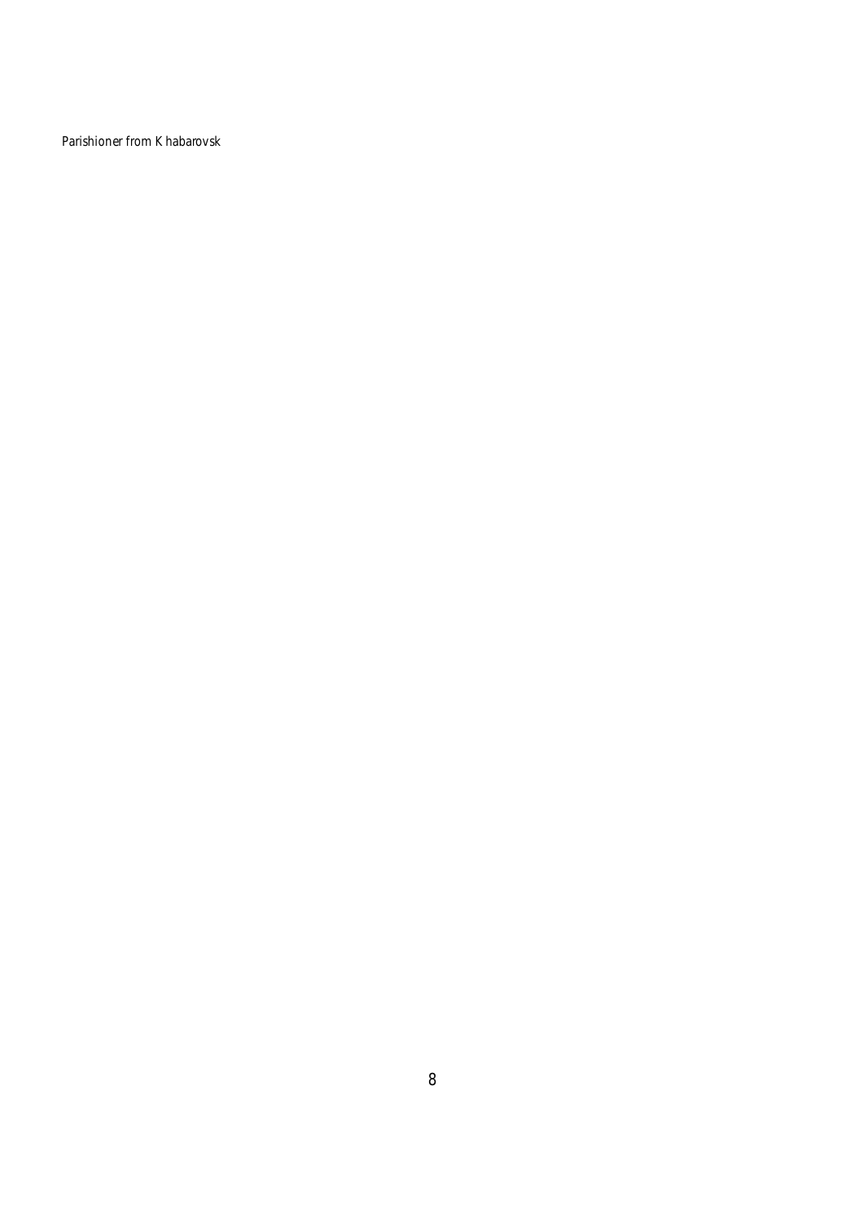*Parishioner from Khabarovsk*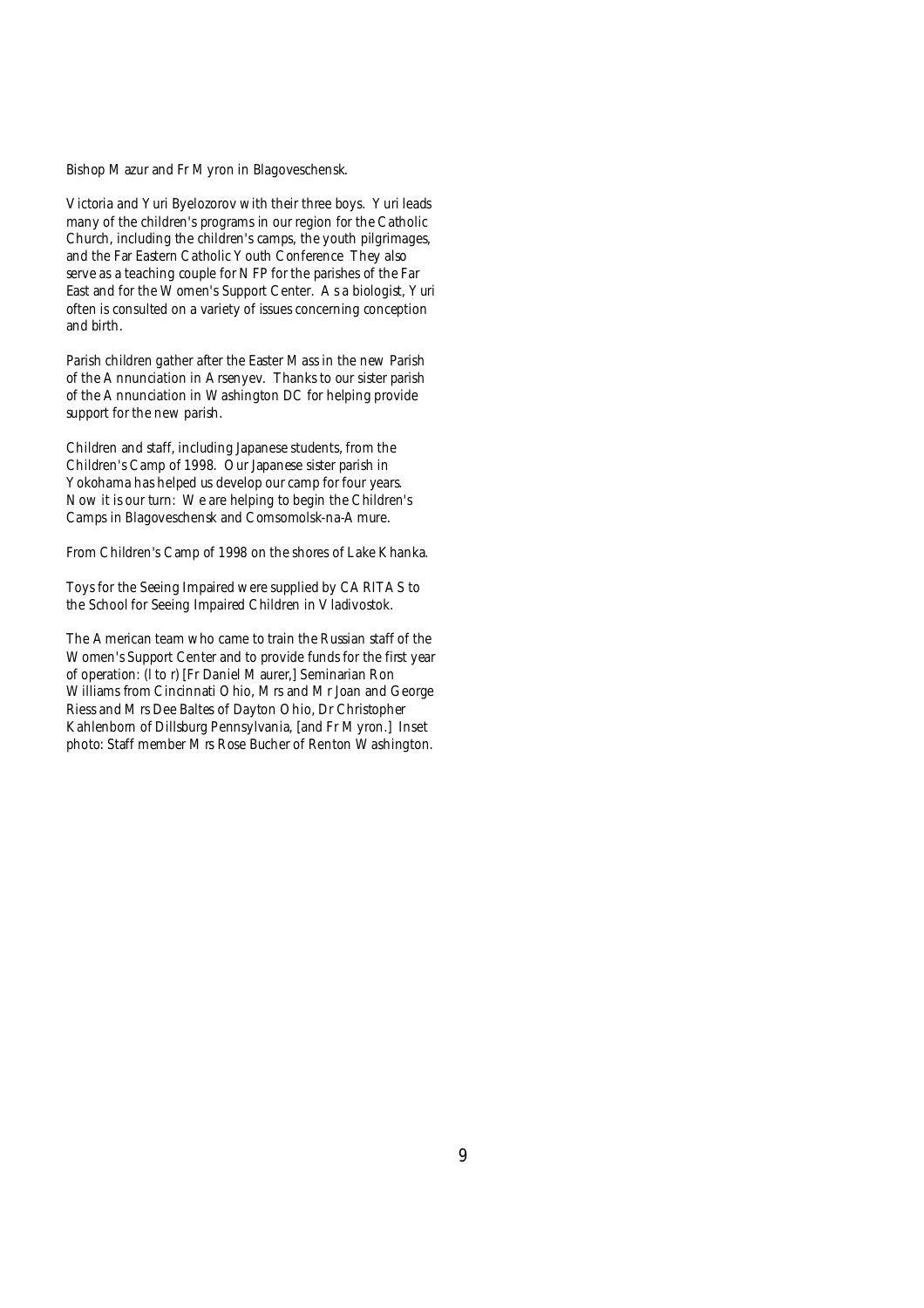Bishop Mazur and Fr Myron in Blagoveschensk.

Victoria and Yuri Byelozorov with their three boys. Yuri leads many of the children's programs in our region for the Catholic Church, including the children's camps, the youth pilgrimages, and the Far Eastern Catholic Youth Conference They also serve as a teaching couple for NFP for the parishes of the Far East and for the Women's Support Center. As a biologist, Yuri often is consulted on a variety of issues concerning conception and birth.

Parish children gather after the Easter Mass in the new Parish of the Annunciation in Arsenyev. Thanks to our sister parish of the Annunciation in Washington DC for helping provide support for the new parish.

Children and staff, including Japanese students, from the Children's Camp of 1998. Our Japanese sister parish in Yokohama has helped us develop our camp for four years. Now it is our turn: We are helping to begin the Children's Camps in Blagoveschensk and Comsomolsk-na-Amure.

From Children's Camp of 1998 on the shores of Lake Khanka.

Toys for the Seeing Impaired were supplied by CARITAS to the School for Seeing Impaired Children in Vladivostok.

The American team who came to train the Russian staff of the Women's Support Center and to provide funds for the first year of operation: (l to r) [Fr Daniel Maurer,] Seminarian Ron Williams from Cincinnati Ohio, Mrs and Mr Joan and George Riess and Mrs Dee Baltes of Dayton Ohio, Dr Christopher Kahlenborn of Dillsburg Pennsylvania, [and Fr Myron.] Inset photo: Staff member Mrs Rose Bucher of Renton Washington.